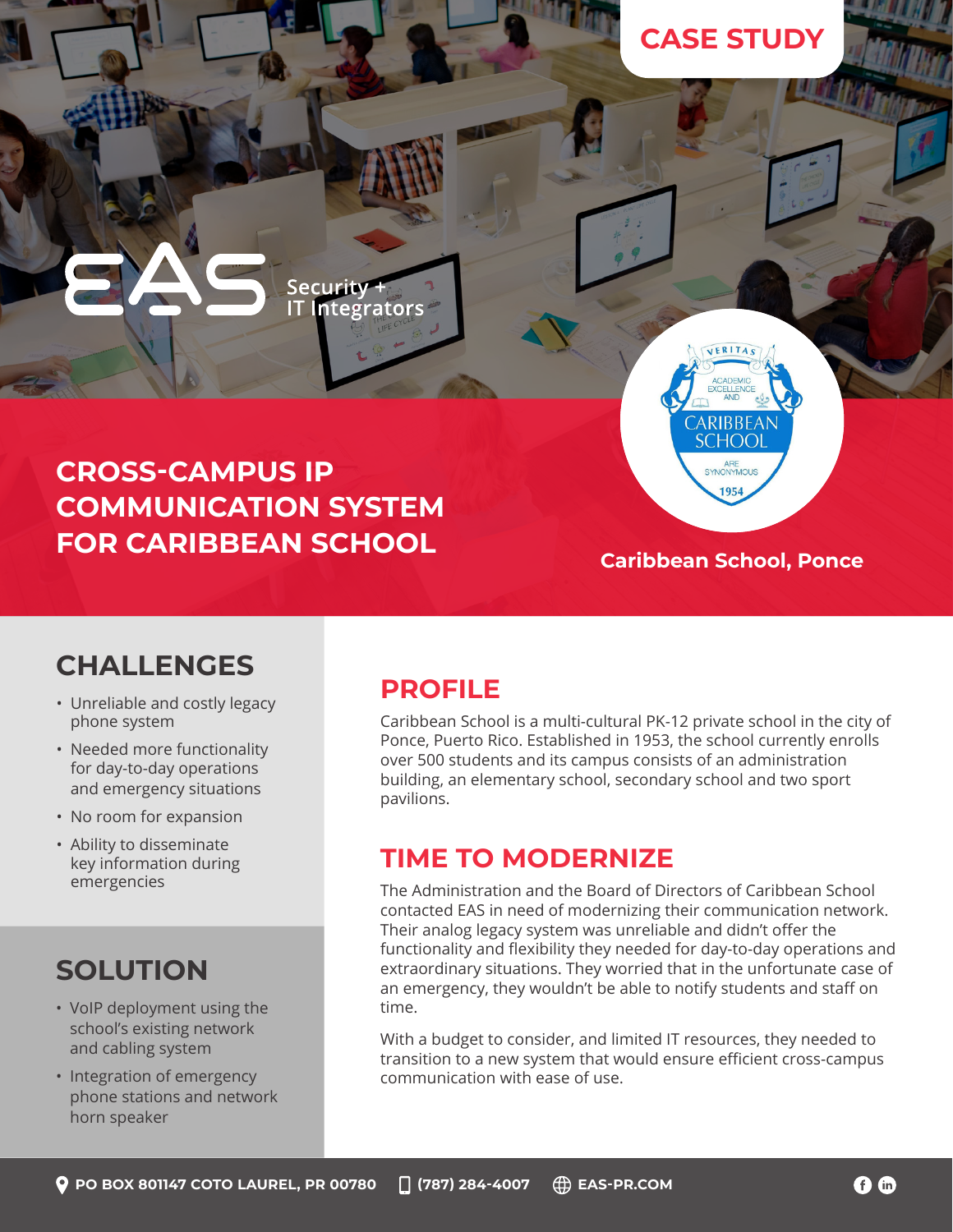CASE STUDY

EAS Security + IT Integrators

# CROSS-CAMPUS IP COMMUNICATION SYSTEM FOR CARIBBEAN SCHOOL

**Caribbean School, Ponce**

## CHALLENGES

- Unreliable and costly legacy phone system
- Needed more functionality for day-to-day operations and emergency situations
- No room for expansion
- Ability to disseminate key information during emergencies

## SOLUTION

- VoIP deployment using the school's existing network and cabling system
- Integration of emergency phone stations and network horn speaker

## PROFILE

Caribbean School is a multi-cultural PK-12 private school in the city of Ponce, Puerto Rico. Established in 1953, the school currently enrolls over 500 students and its campus consists of an administration building, an elementary school, secondary school and two sport pavilions.

## TIME TO MODERNIZE

The Administration and the Board of Directors of Caribbean School contacted EAS in need of modernizing their communication network. Their analog legacy system was unreliable and didn't offer the functionality and flexibility they needed for day-to-day operations and extraordinary situations. They worried that in the unfortunate case of an emergency, they wouldn't be able to notify students and staff on time.

With a budget to consider, and limited IT resources, they needed to transition to a new system that would ensure efficient cross-campus communication with ease of use.

PO BOX 801147 COTO LAUREL, PR 00780 | (787) 284-4007 | EAS-PR.COM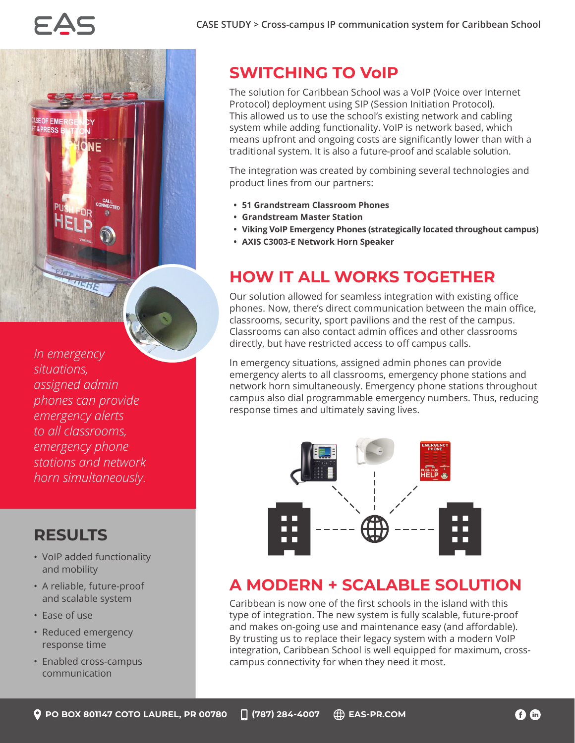## SWITCHING TO VoIP

The solution for Caribbean School was a VoIP (Voice over Internet Protocol) deployment using SIP (Session Initiation Protocol). This allowed us to use the school's existing network and cabling system while adding functionality. VoIP is network based, which means upfront and ongoing costs are significantly lower than with a traditional system. It is also a future-proof and scalable solution.

The integration was created by combining several technologies and product lines from our partners:

- **51 Grandstream Classroom Phones**
- **Grandstream Master Station**
- **Viking VoIP Emergency Phones (strategically located throughout campus)**
- **AXIS C3003-E Network Horn Speaker**

## HOW IT ALL WORKS TOGETHER

Our solution allowed for seamless integration with existing office phones. Now, there's direct communication between the main office, classrooms, security, sport pavilions and the rest of the campus. Classrooms can also contact admin offices and other classrooms directly, but have restricted access to off campus calls.

In emergency situations, assigned admin phones can provide emergency alerts to all classrooms, emergency phone stations and network horn simultaneously. Emergency phone stations throughout campus also dial programmable emergency numbers. Thus, reducing response times and ultimately saving lives.

*In emergency situations, assigned admin phones can provide emergency alerts to all classrooms, emergency phone stations and network horn simultaneously.*

## A MODERN + SCALABLE SOLUTION

Caribbean is now one of the first schools in the island with this type of integration. The new system is fully scalable, future-proof and makes on-going use and maintenance easy (and affordable). By trusting us to replace their legacy system with a modern VoIP integration, Caribbean School is well equipped for maximum, cross-campus connectivity for when they need it most.

## RESULTS

- VoIP added functionality and mobility
- A reliable, future-proof and scalable system
- Ease of use
- Reduced emergency response time
- Enabled cross-campus communication

PO BOX 801147 COTO LAUREL, PR 00780 | (787) 284-4007 | EAS-PR.COM